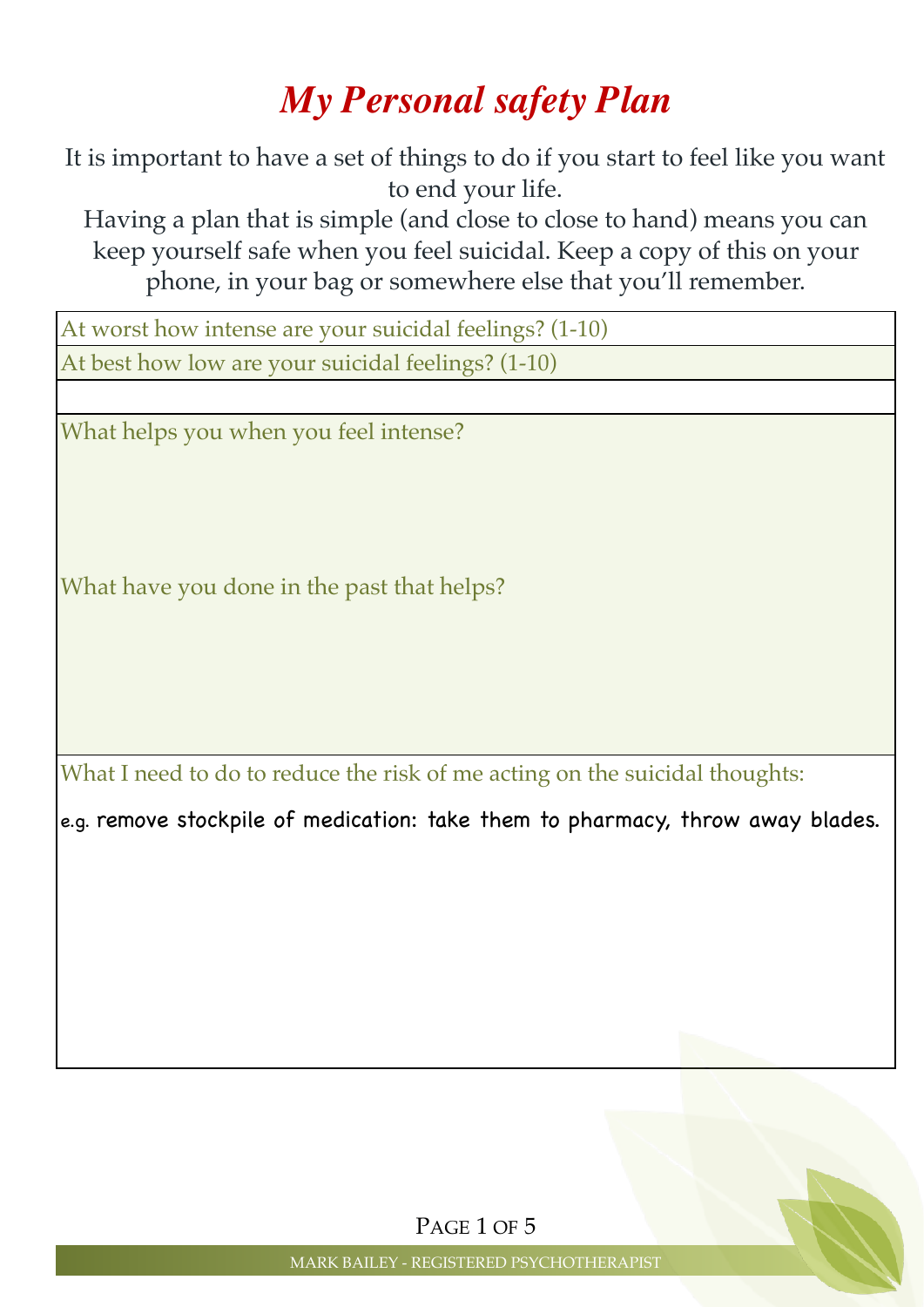# *My Personal safety Plan*

It is important to have a set of things to do if you start to feel like you want to end your life.

Having a plan that is simple (and close to close to hand) means you can keep yourself safe when you feel suicidal. Keep a copy of this on your phone, in your bag or somewhere else that you'll remember.

| At worst how intense are your suicidal feelings? (1-10) |
|---|
| At best how low are your suicidal feelings? (1-10) |
| |
| What helps you when you feel intense?<br><br><br><br>What have you done in the past that helps?<br><br><br><br> |
| What I need to do to reduce the risk of me acting on the suicidal thoughts:<br><br>e.g. remove stockpile of medication: take them to pharmacy, throw away blades.<br><br><br><br> |

MARK BAILEY - REGISTERED PSYCHOTHERAPIST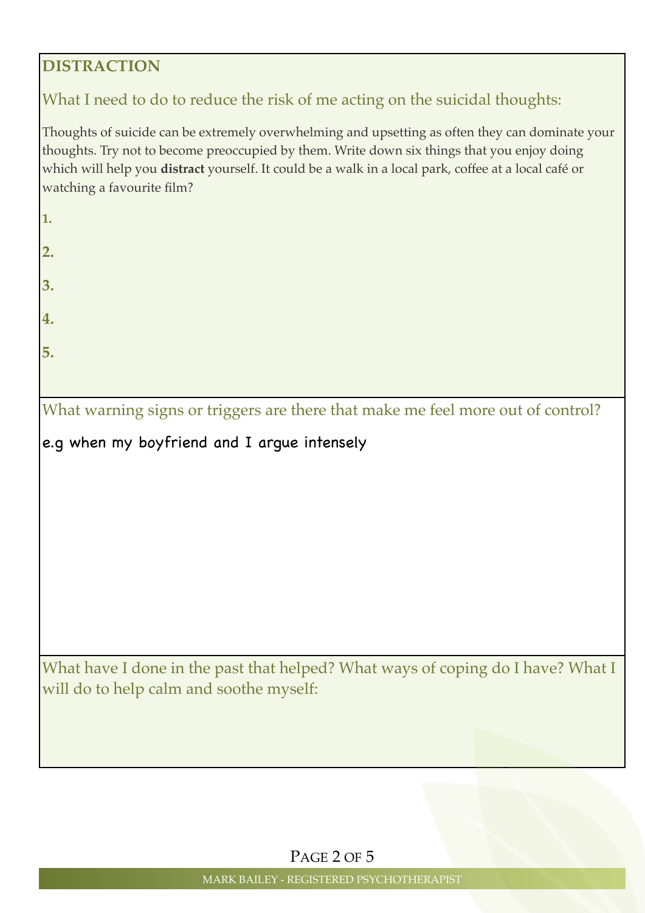## DISTRACTION

### What I need to do to reduce the risk of me acting on the suicidal thoughts:

Thoughts of suicide can be extremely overwhelming and upsetting as often they can dominate your thoughts. Try not to become preoccupied by them. Write down six things that you enjoy doing which will help you **distract** yourself. It could be a walk in a local park, coffee at a local café or watching a favourite film?

**1.**

**2.**

**3.**

**4.**

**5.**

### What warning signs or triggers are there that make me feel more out of control?

e.g when my boyfriend and I argue intensely

### What have I done in the past that helped? What ways of coping do I have? What I will do to help calm and soothe myself:

MARK BAILEY - REGISTERED PSYCHOTHERAPIST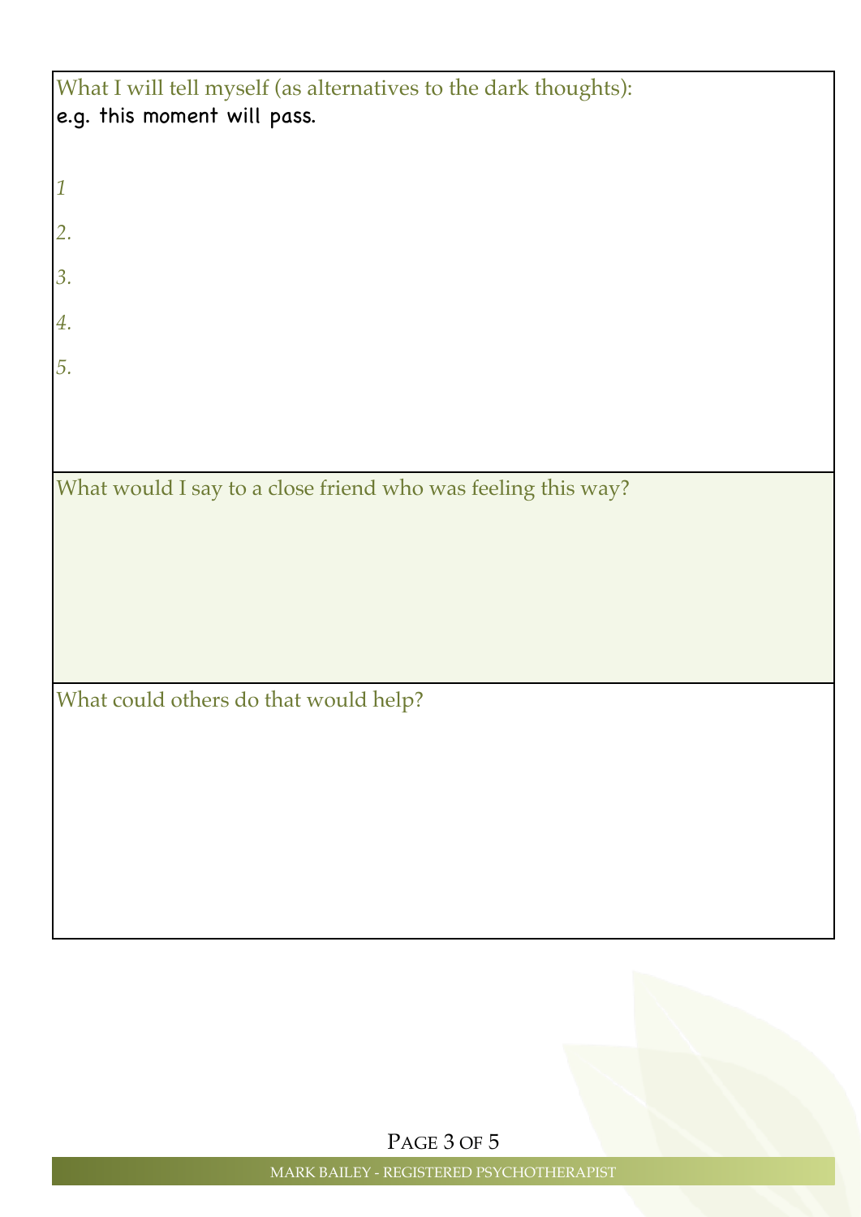What I will tell myself (as alternatives to the dark thoughts):

e.g. this moment will pass.

1

2.

3.

4.

5.

What would I say to a close friend who was feeling this way?

What could others do that would help?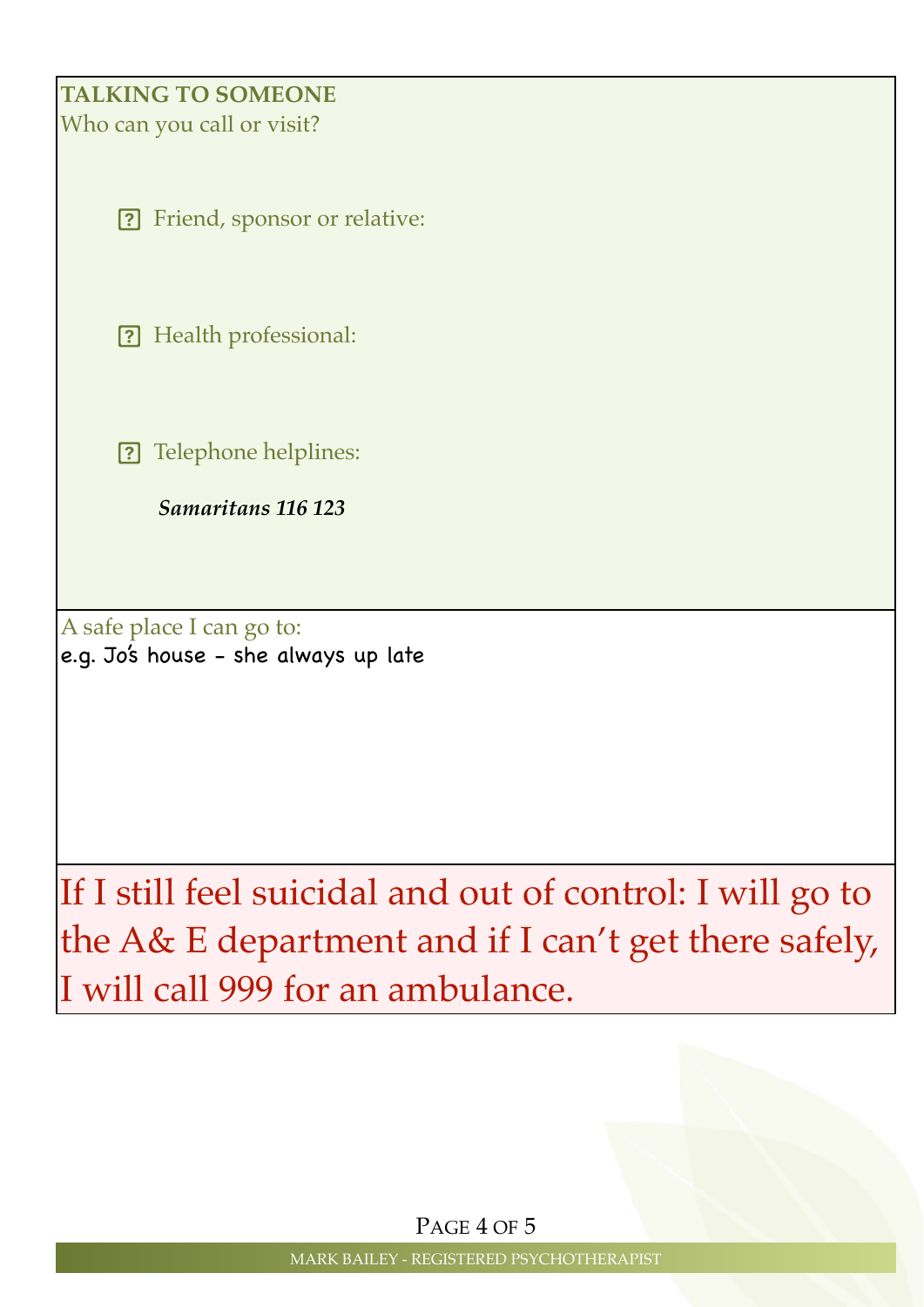**TALKING TO SOMEONE**

Who can you call or visit?

- [?] Friend, sponsor or relative:

- [?] Health professional:

- [?] Telephone helplines:

  ***Samaritans 116 123***

A safe place I can go to:

e.g. Jo's house – she always up late

If I still feel suicidal and out of control: I will go to the A& E department and if I can't get there safely, I will call 999 for an ambulance.

MARK BAILEY - REGISTERED PSYCHOTHERAPIST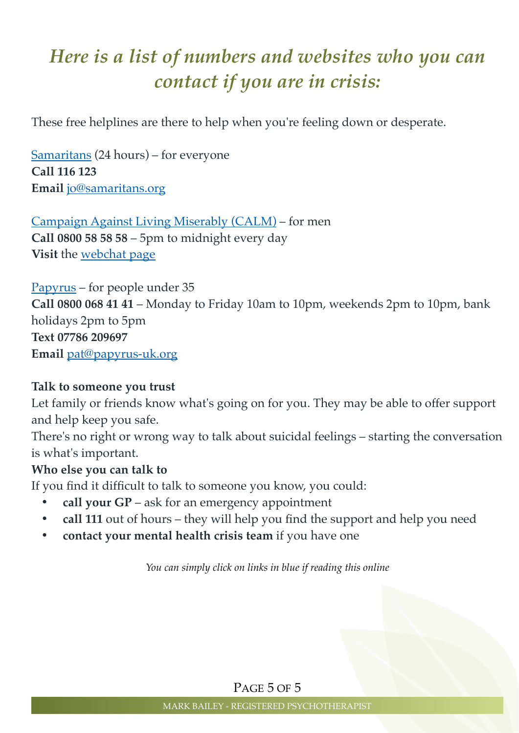# *Here is a list of numbers and websites who you can contact if you are in crisis:*

These free helplines are there to help when you're feeling down or desperate.

Samaritans (24 hours) – for everyone
**Call 116 123**
**Email** jo@samaritans.org

Campaign Against Living Miserably (CALM) – for men
**Call 0800 58 58 58** – 5pm to midnight every day
**Visit** the webchat page

Papyrus – for people under 35
**Call 0800 068 41 41** – Monday to Friday 10am to 10pm, weekends 2pm to 10pm, bank holidays 2pm to 5pm
**Text 07786 209697**
**Email** pat@papyrus-uk.org

**Talk to someone you trust**

Let family or friends know what's going on for you. They may be able to offer support and help keep you safe.

There's no right or wrong way to talk about suicidal feelings – starting the conversation is what's important.

**Who else you can talk to**

If you find it difficult to talk to someone you know, you could:

- **call your GP** – ask for an emergency appointment
- **call 111** out of hours – they will help you find the support and help you need
- **contact your mental health crisis team** if you have one

*You can simply click on links in blue if reading this online*